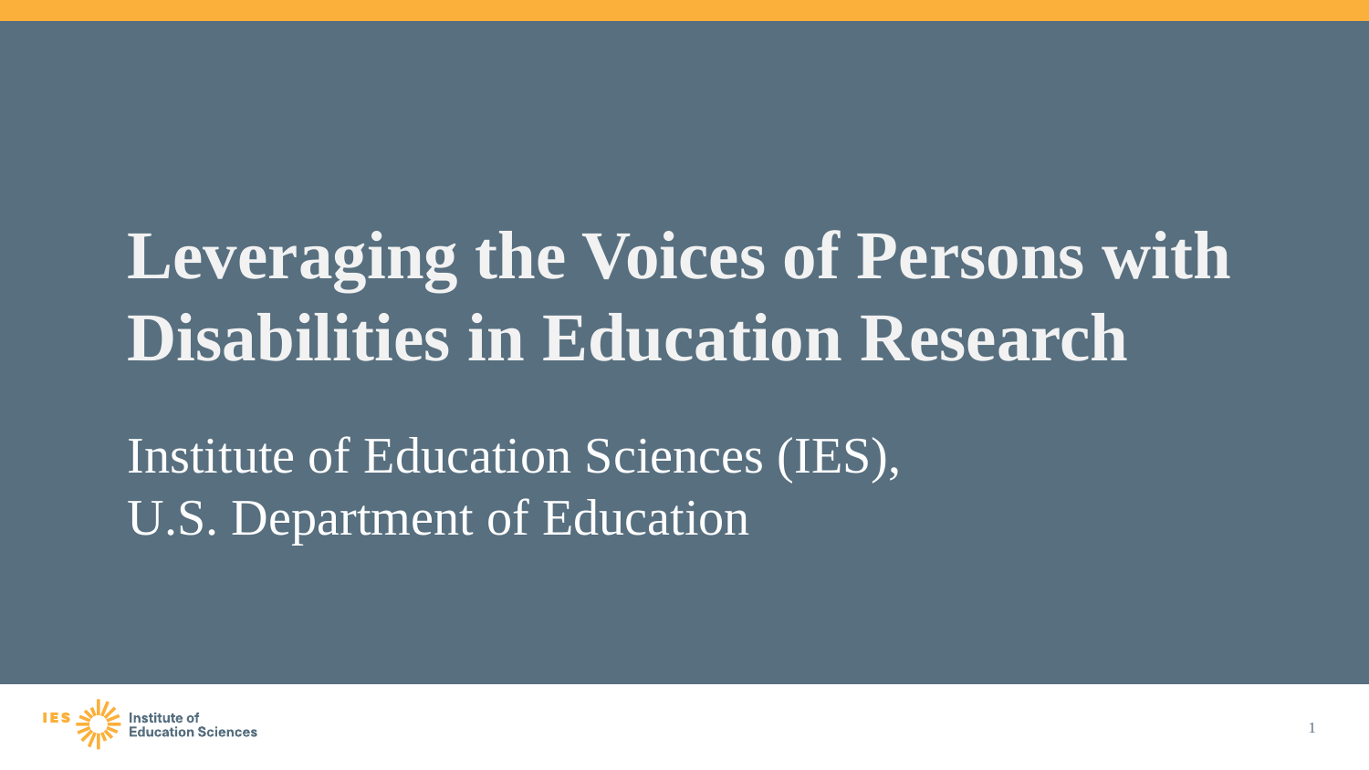# Leveraging the Voices of Persons with Disabilities in Education Research

Institute of Education Sciences (IES),
U.S. Department of Education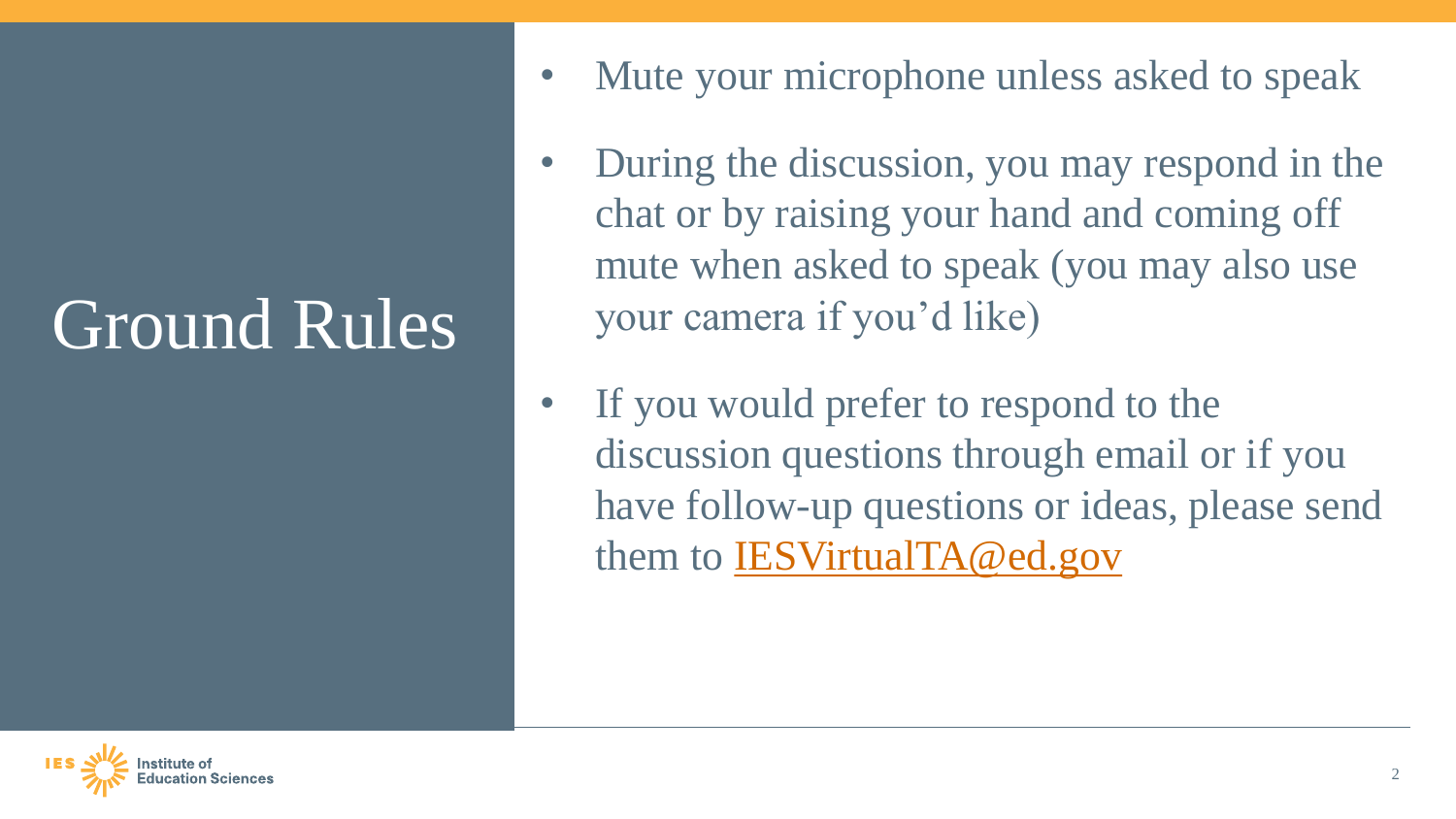# Ground Rules

- Mute your microphone unless asked to speak
- During the discussion, you may respond in the chat or by raising your hand and coming off mute when asked to speak (you may also use your camera if you'd like)
- If you would prefer to respond to the discussion questions through email or if you have follow-up questions or ideas, please send them to IESVirtualTA@ed.gov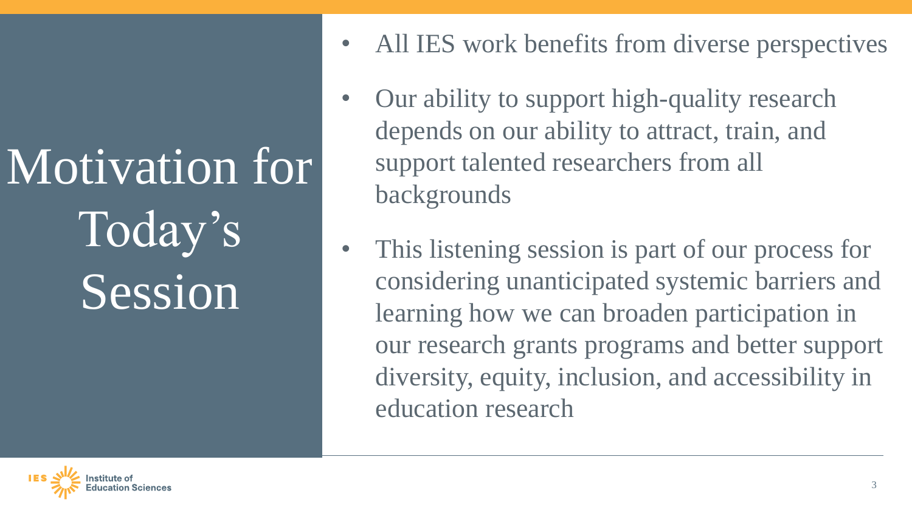# Motivation for Today's Session

- All IES work benefits from diverse perspectives
- Our ability to support high-quality research depends on our ability to attract, train, and support talented researchers from all backgrounds
- This listening session is part of our process for considering unanticipated systemic barriers and learning how we can broaden participation in our research grants programs and better support diversity, equity, inclusion, and accessibility in education research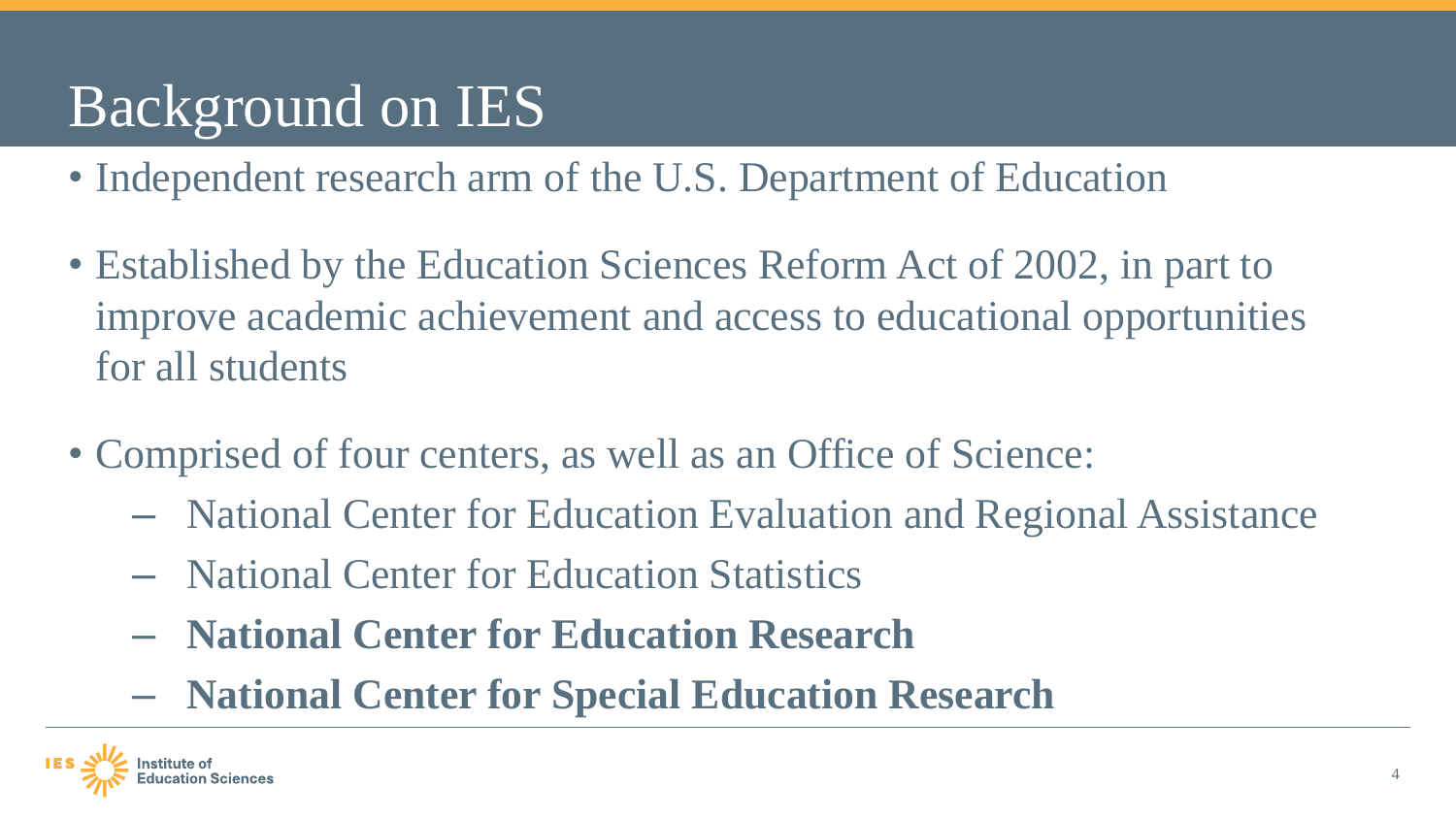# Background on IES

- Independent research arm of the U.S. Department of Education
- Established by the Education Sciences Reform Act of 2002, in part to improve academic achievement and access to educational opportunities for all students
- Comprised of four centers, as well as an Office of Science:
  - National Center for Education Evaluation and Regional Assistance
  - National Center for Education Statistics
  - **National Center for Education Research**
  - **National Center for Special Education Research**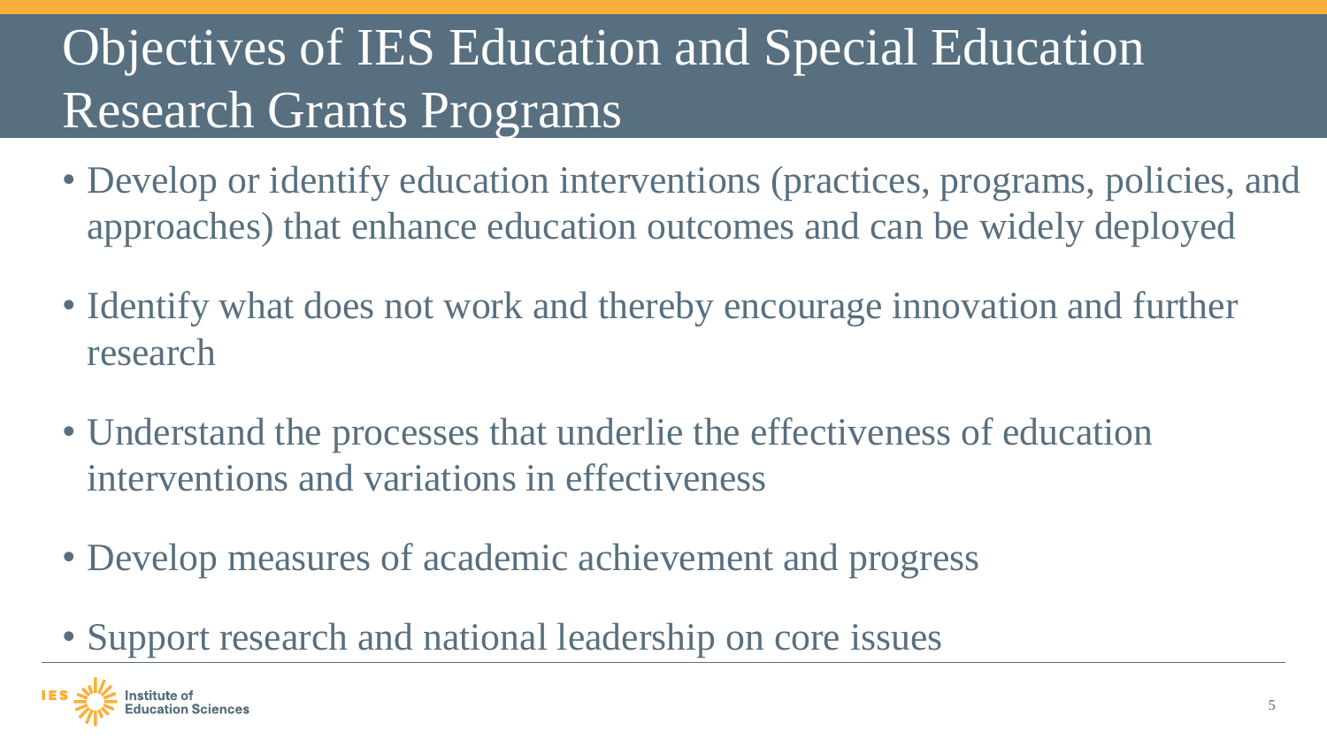# Objectives of IES Education and Special Education Research Grants Programs

- Develop or identify education interventions (practices, programs, policies, and approaches) that enhance education outcomes and can be widely deployed
- Identify what does not work and thereby encourage innovation and further research
- Understand the processes that underlie the effectiveness of education interventions and variations in effectiveness
- Develop measures of academic achievement and progress
- Support research and national leadership on core issues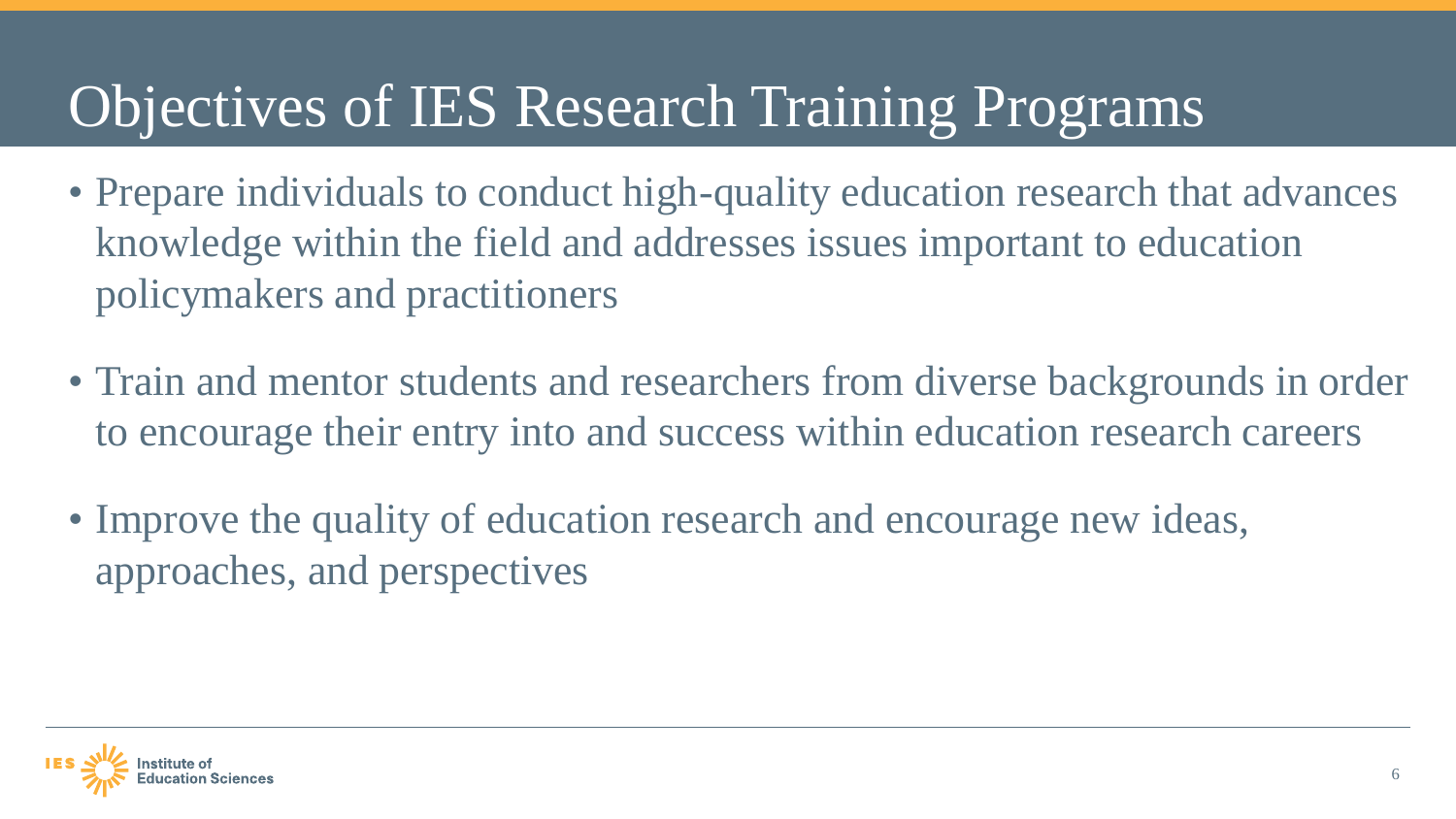# Objectives of IES Research Training Programs

- Prepare individuals to conduct high-quality education research that advances knowledge within the field and addresses issues important to education policymakers and practitioners
- Train and mentor students and researchers from diverse backgrounds in order to encourage their entry into and success within education research careers
- Improve the quality of education research and encourage new ideas, approaches, and perspectives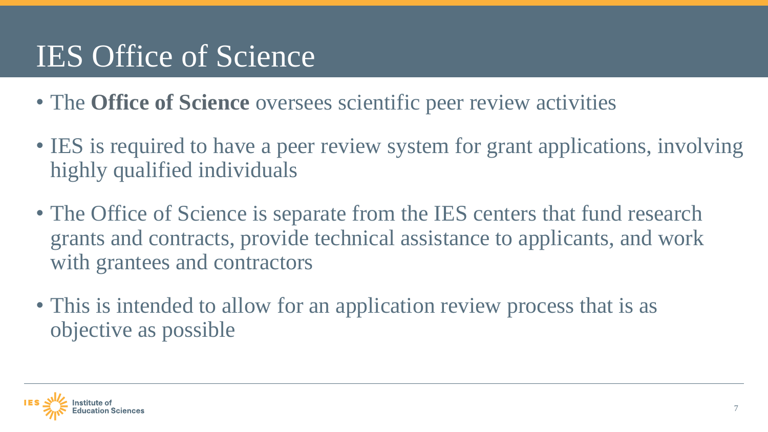# IES Office of Science

- The **Office of Science** oversees scientific peer review activities
- IES is required to have a peer review system for grant applications, involving highly qualified individuals
- The Office of Science is separate from the IES centers that fund research grants and contracts, provide technical assistance to applicants, and work with grantees and contractors
- This is intended to allow for an application review process that is as objective as possible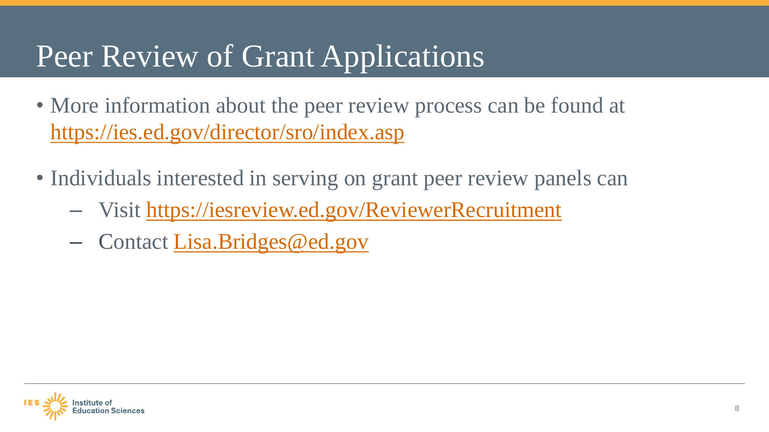# Peer Review of Grant Applications

- More information about the peer review process can be found at https://ies.ed.gov/director/sro/index.asp
- Individuals interested in serving on grant peer review panels can
  - Visit https://iesreview.ed.gov/ReviewerRecruitment
  - Contact Lisa.Bridges@ed.gov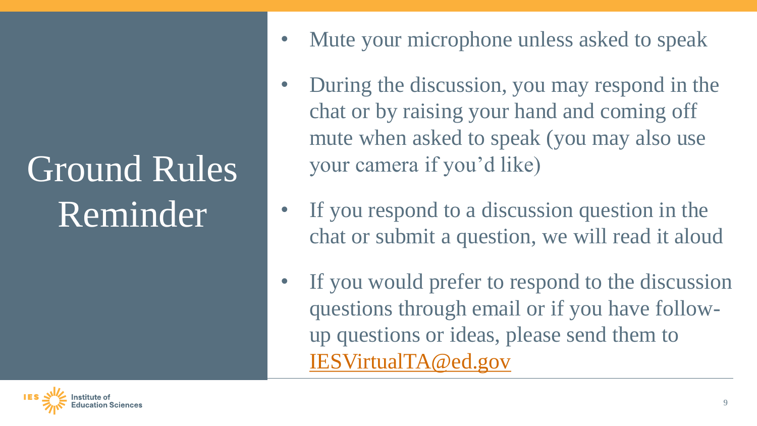# Ground Rules Reminder

- Mute your microphone unless asked to speak
- During the discussion, you may respond in the chat or by raising your hand and coming off mute when asked to speak (you may also use your camera if you'd like)
- If you respond to a discussion question in the chat or submit a question, we will read it aloud
- If you would prefer to respond to the discussion questions through email or if you have follow-up questions or ideas, please send them to IESVirtualTA@ed.gov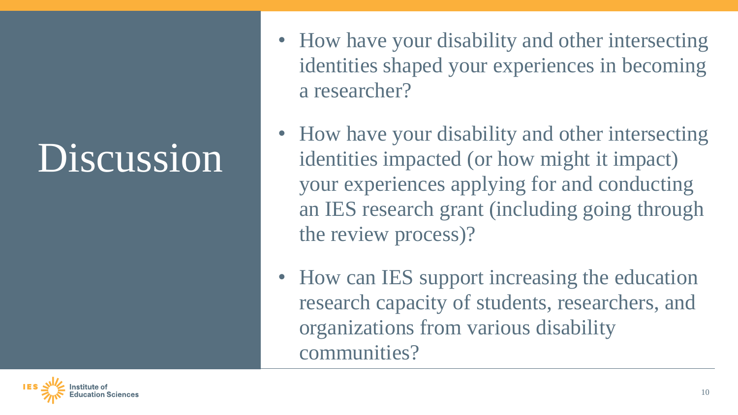# Discussion

- How have your disability and other intersecting identities shaped your experiences in becoming a researcher?
- How have your disability and other intersecting identities impacted (or how might it impact) your experiences applying for and conducting an IES research grant (including going through the review process)?
- How can IES support increasing the education research capacity of students, researchers, and organizations from various disability communities?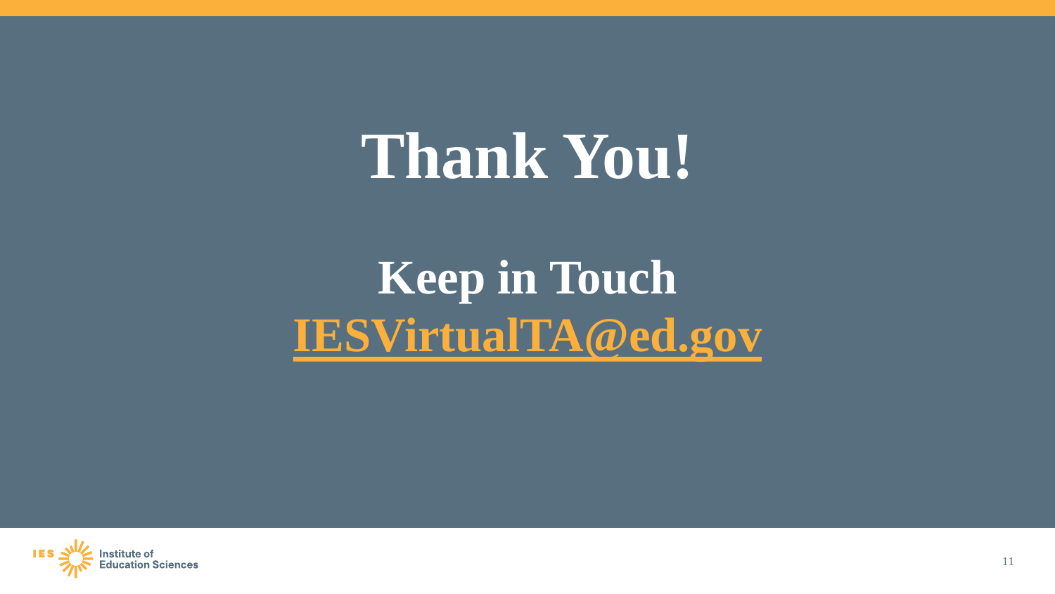# Thank You!

## Keep in Touch

**[IESVirtualTA@ed.gov](mailto:IESVirtualTA@ed.gov)**